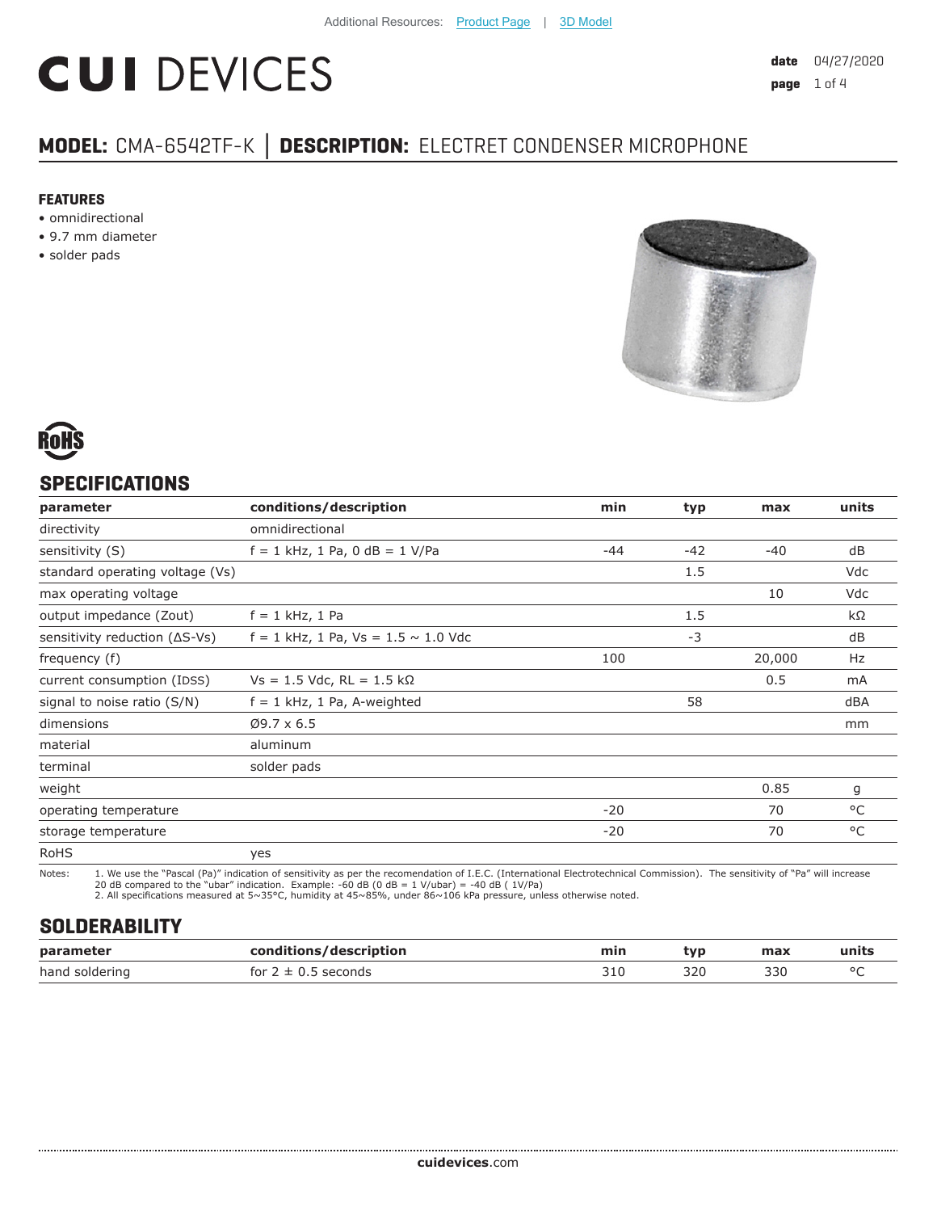Additional Resources: Product Page | 3D Model

# CUI DEVICES

**date** 04/27/2020

## MODEL: CMA-6542TF-K │ DESCRIPTION: ELECTRET CONDENSER MICROPHONE

### FEATURES

- omnidirectional
- 9.7 mm diameter
- solder pads

RoHS

## SPECIFICATIONS

| parameter | conditions/description | min | typ | max | units |
|---|---|---|---|---|---|
| directivity | omnidirectional | | | | |
| sensitivity (S) | f = 1 kHz, 1 Pa, 0 dB = 1 V/Pa | -44 | -42 | -40 | dB |
| standard operating voltage (Vs) | | | 1.5 | | Vdc |
| max operating voltage | | | | 10 | Vdc |
| output impedance (Zout) | f = 1 kHz, 1 Pa | | 1.5 | | kΩ |
| sensitivity reduction (ΔS-Vs) | f = 1 kHz, 1 Pa, Vs = 1.5 ~ 1.0 Vdc | | -3 | | dB |
| frequency (f) | | 100 | | 20,000 | Hz |
| current consumption (IDSS) | Vs = 1.5 Vdc, RL = 1.5 kΩ | | | 0.5 | mA |
| signal to noise ratio (S/N) | f = 1 kHz, 1 Pa, A-weighted | | 58 | | dBA |
| dimensions | Ø9.7 x 6.5 | | | | mm |
| material | aluminum | | | | |
| terminal | solder pads | | | | |
| weight | | | | 0.85 | g |
| operating temperature | | -20 | | 70 | °C |
| storage temperature | | -20 | | 70 | °C |
| RoHS | yes | | | | |

Notes: 1. We use the "Pascal (Pa)" indication of sensitivity as per the recomendation of I.E.C. (International Electrotechnical Commission). The sensitivity of "Pa" will increase 20 dB compared to the "ubar" indication. Example: -60 dB (0 dB = 1 V/ubar) = -40 dB ( 1V/Pa)
2. All specifications measured at 5~35°C, humidity at 45~85%, under 86~106 kPa pressure, unless otherwise noted.

## SOLDERABILITY

| parameter | conditions/description | min | typ | max | units |
|---|---|---|---|---|---|
| hand soldering | for 2 ± 0.5 seconds | 310 | 320 | 330 | °C |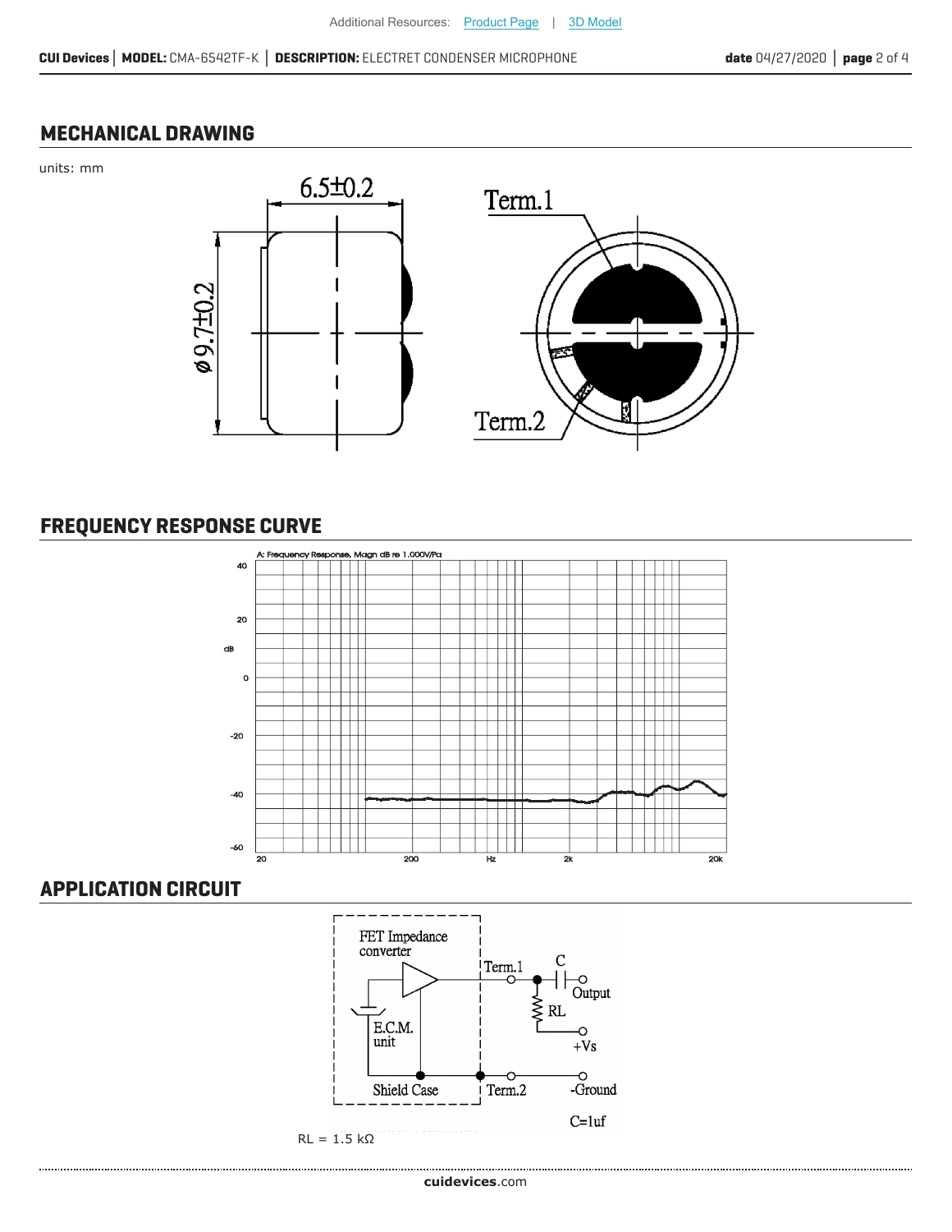## MECHANICAL DRAWING

units: mm

6.5±0.2

ø9.7±0.2

Term.1

Term.2

## FREQUENCY RESPONSE CURVE

A: Frequency Response, Magn dB re 1.000V/Pa

## APPLICATION CIRCUIT

FET Impedance converter

E.C.M. unit

Shield Case

Term.1

Term.2

C

Output

RL

+Vs

-Ground

C=1uf

RL = 1.5 kΩ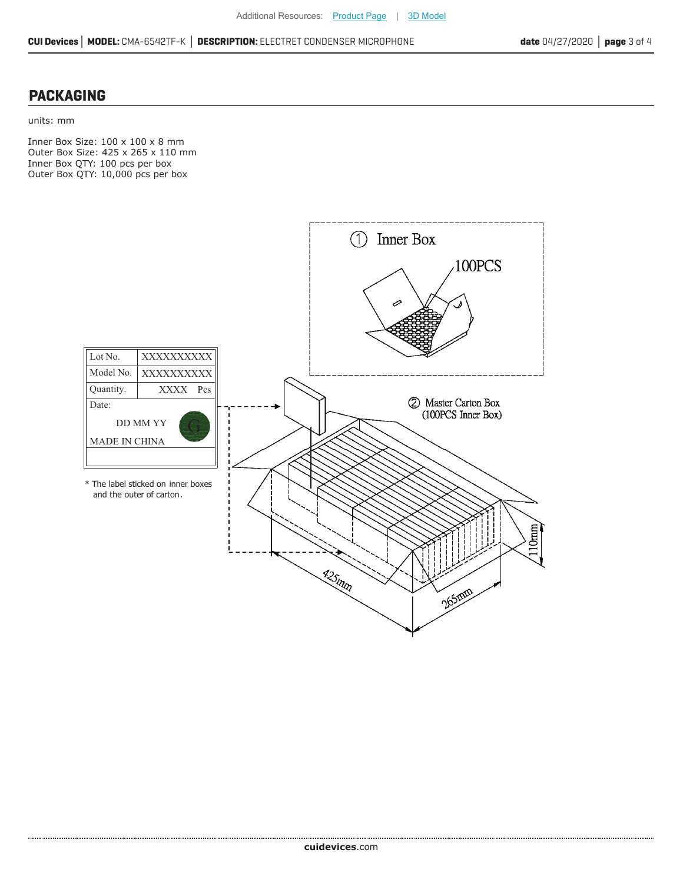## PACKAGING

units: mm

Inner Box Size: 100 x 100 x 8 mm
Outer Box Size: 425 x 265 x 110 mm
Inner Box QTY: 100 pcs per box
Outer Box QTY: 10,000 pcs per box

| Lot No. | XXXXXXXXXX |
| --- | --- |
| Model No. | XXXXXXXXXX |
| Quantity. | XXXX Pcs |
| Date: DD MM YY MADE IN CHINA | |

* The label sticked on inner boxes and the outer of carton.

① Inner Box
100PCS

② Master Carton Box
(100PCS Inner Box)

425mm
265mm
110mm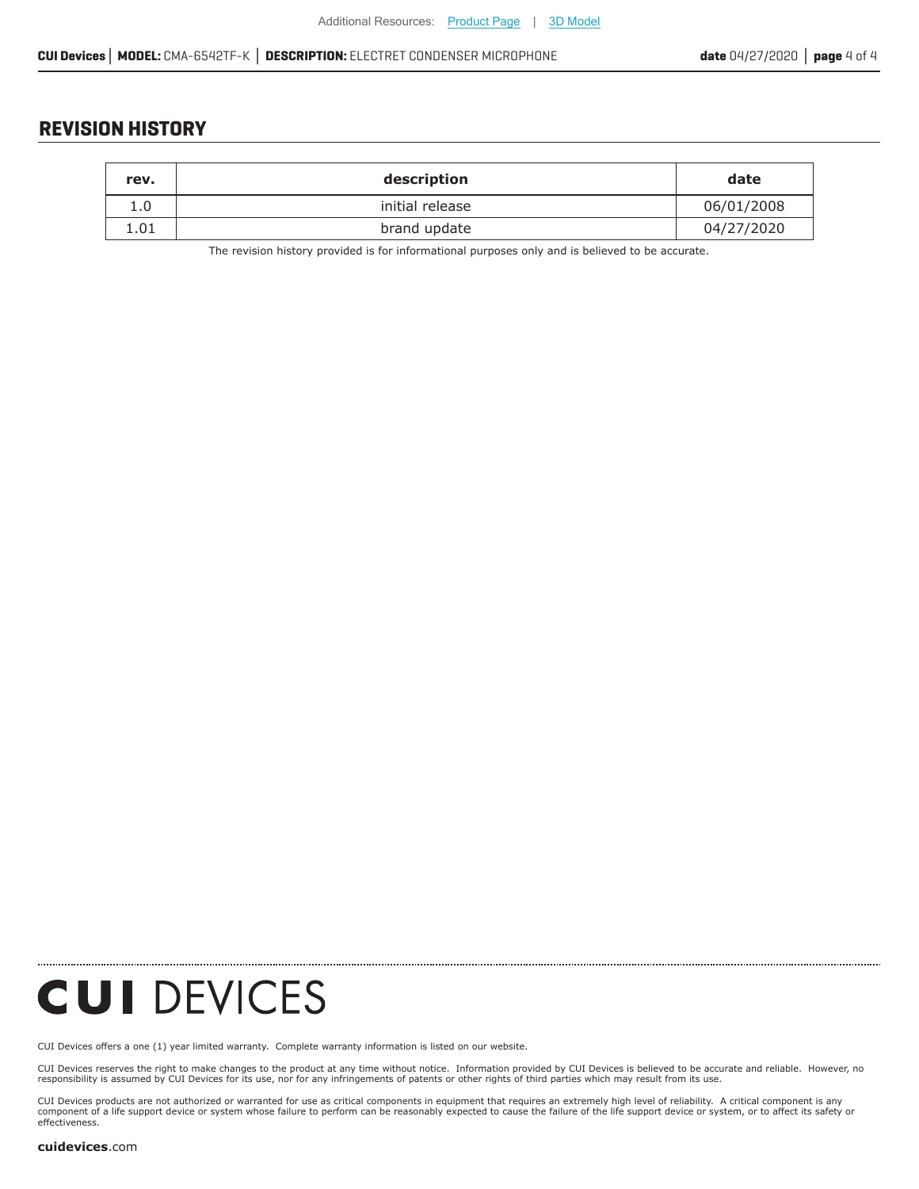## REVISION HISTORY

| rev. | description | date |
| --- | --- | --- |
| 1.0 | initial release | 06/01/2008 |
| 1.01 | brand update | 04/27/2020 |

The revision history provided is for informational purposes only and is believed to be accurate.

CUI DEVICES

CUI Devices offers a one (1) year limited warranty. Complete warranty information is listed on our website.

CUI Devices reserves the right to make changes to the product at any time without notice. Information provided by CUI Devices is believed to be accurate and reliable. However, no responsibility is assumed by CUI Devices for its use, nor for any infringements of patents or other rights of third parties which may result from its use.

CUI Devices products are not authorized or warranted for use as critical components in equipment that requires an extremely high level of reliability. A critical component is any component of a life support device or system whose failure to perform can be reasonably expected to cause the failure of the life support device or system, or to affect its safety or effectiveness.

**cuidevices**.com